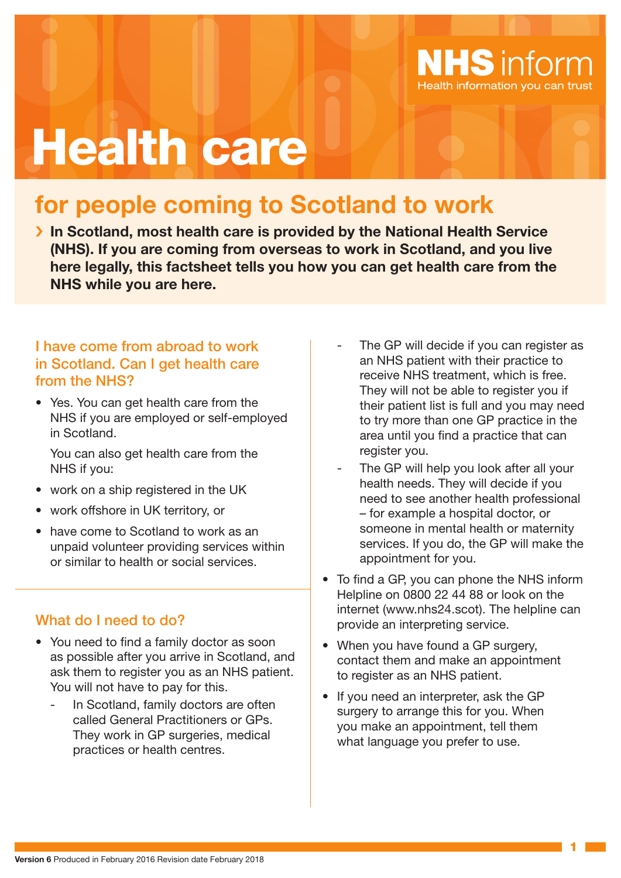NHS inform
Health information you can trust

# Health care

## for people coming to Scotland to work

› **In Scotland, most health care is provided by the National Health Service (NHS). If you are coming from overseas to work in Scotland, and you live here legally, this factsheet tells you how you can get health care from the NHS while you are here.**

### I have come from abroad to work in Scotland. Can I get health care from the NHS?

- Yes. You can get health care from the NHS if you are employed or self-employed in Scotland.

  You can also get health care from the NHS if you:

- work on a ship registered in the UK
- work offshore in UK territory, or
- have come to Scotland to work as an unpaid volunteer providing services within or similar to health or social services.

### What do I need to do?

- You need to find a family doctor as soon as possible after you arrive in Scotland, and ask them to register you as an NHS patient. You will not have to pay for this.
  - In Scotland, family doctors are often called General Practitioners or GPs. They work in GP surgeries, medical practices or health centres.
  - The GP will decide if you can register as an NHS patient with their practice to receive NHS treatment, which is free. They will not be able to register you if their patient list is full and you may need to try more than one GP practice in the area until you find a practice that can register you.
  - The GP will help you look after all your health needs. They will decide if you need to see another health professional – for example a hospital doctor, or someone in mental health or maternity services. If you do, the GP will make the appointment for you.
- To find a GP, you can phone the NHS inform Helpline on 0800 22 44 88 or look on the internet (www.nhs24.scot). The helpline can provide an interpreting service.
- When you have found a GP surgery, contact them and make an appointment to register as an NHS patient.
- If you need an interpreter, ask the GP surgery to arrange this for you. When you make an appointment, tell them what language you prefer to use.

**Version 6** Produced in February 2016 Revision date February 2018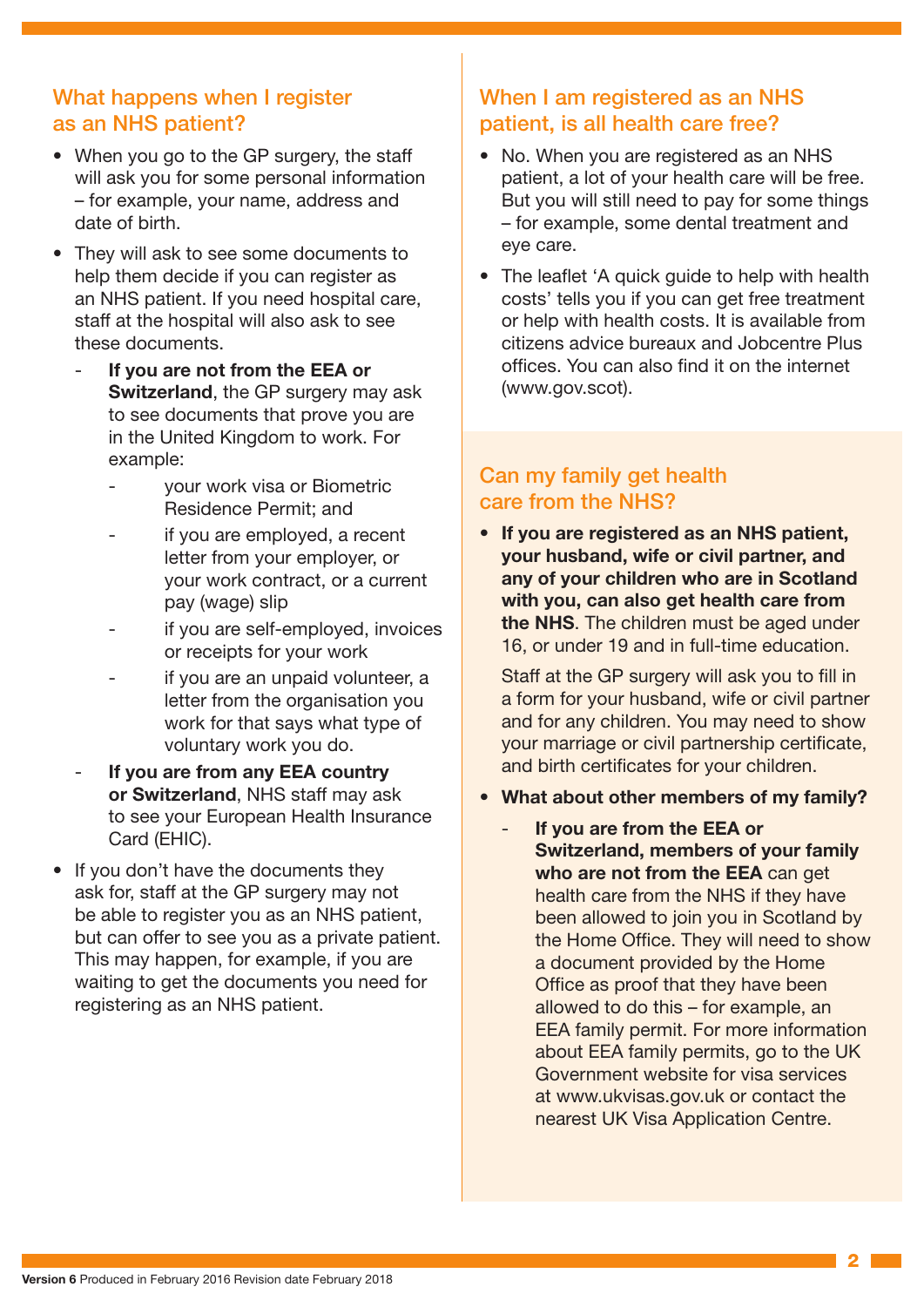## What happens when I register as an NHS patient?

- When you go to the GP surgery, the staff will ask you for some personal information – for example, your name, address and date of birth.
- They will ask to see some documents to help them decide if you can register as an NHS patient. If you need hospital care, staff at the hospital will also ask to see these documents.
  - **If you are not from the EEA or Switzerland**, the GP surgery may ask to see documents that prove you are in the United Kingdom to work. For example:
    - your work visa or Biometric Residence Permit; and
    - if you are employed, a recent letter from your employer, or your work contract, or a current pay (wage) slip
    - if you are self-employed, invoices or receipts for your work
    - if you are an unpaid volunteer, a letter from the organisation you work for that says what type of voluntary work you do.
  - **If you are from any EEA country or Switzerland**, NHS staff may ask to see your European Health Insurance Card (EHIC).
- If you don't have the documents they ask for, staff at the GP surgery may not be able to register you as an NHS patient, but can offer to see you as a private patient. This may happen, for example, if you are waiting to get the documents you need for registering as an NHS patient.

## When I am registered as an NHS patient, is all health care free?

- No. When you are registered as an NHS patient, a lot of your health care will be free. But you will still need to pay for some things – for example, some dental treatment and eye care.
- The leaflet 'A quick guide to help with health costs' tells you if you can get free treatment or help with health costs. It is available from citizens advice bureaux and Jobcentre Plus offices. You can also find it on the internet (www.gov.scot).

## Can my family get health care from the NHS?

- **If you are registered as an NHS patient, your husband, wife or civil partner, and any of your children who are in Scotland with you, can also get health care from the NHS**. The children must be aged under 16, or under 19 and in full-time education.

  Staff at the GP surgery will ask you to fill in a form for your husband, wife or civil partner and for any children. You may need to show your marriage or civil partnership certificate, and birth certificates for your children.

- **What about other members of my family?**
  - **If you are from the EEA or Switzerland, members of your family who are not from the EEA** can get health care from the NHS if they have been allowed to join you in Scotland by the Home Office. They will need to show a document provided by the Home Office as proof that they have been allowed to do this – for example, an EEA family permit. For more information about EEA family permits, go to the UK Government website for visa services at www.ukvisas.gov.uk or contact the nearest UK Visa Application Centre.

**Version 6** Produced in February 2016 Revision date February 2018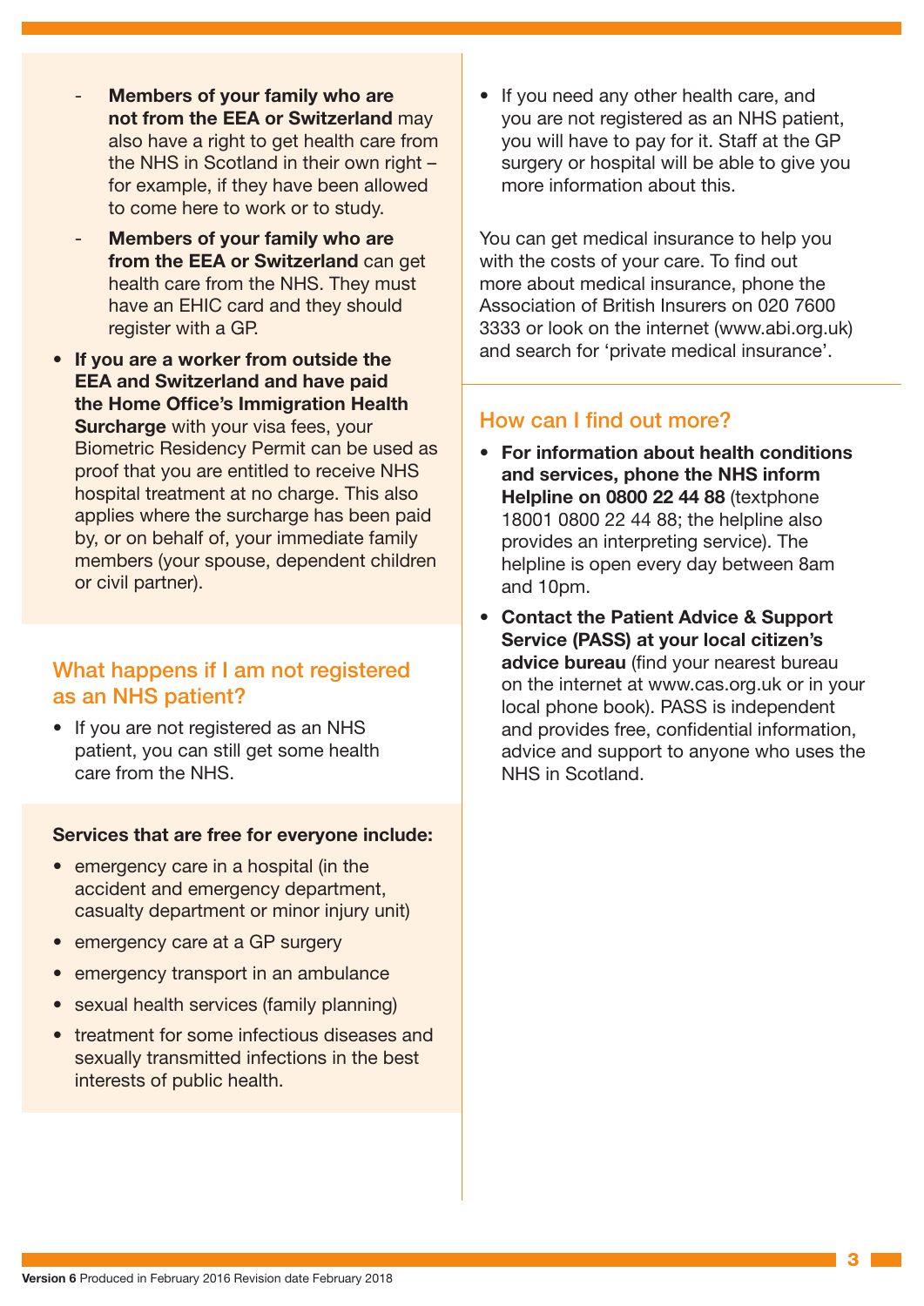- **Members of your family who are not from the EEA or Switzerland** may also have a right to get health care from the NHS in Scotland in their own right – for example, if they have been allowed to come here to work or to study.
  - **Members of your family who are from the EEA or Switzerland** can get health care from the NHS. They must have an EHIC card and they should register with a GP.

- **If you are a worker from outside the EEA and Switzerland and have paid the Home Office's Immigration Health Surcharge** with your visa fees, your Biometric Residency Permit can be used as proof that you are entitled to receive NHS hospital treatment at no charge. This also applies where the surcharge has been paid by, or on behalf of, your immediate family members (your spouse, dependent children or civil partner).

## What happens if I am not registered as an NHS patient?

- If you are not registered as an NHS patient, you can still get some health care from the NHS.

**Services that are free for everyone include:**

- emergency care in a hospital (in the accident and emergency department, casualty department or minor injury unit)
- emergency care at a GP surgery
- emergency transport in an ambulance
- sexual health services (family planning)
- treatment for some infectious diseases and sexually transmitted infections in the best interests of public health.

- If you need any other health care, and you are not registered as an NHS patient, you will have to pay for it. Staff at the GP surgery or hospital will be able to give you more information about this.

You can get medical insurance to help you with the costs of your care. To find out more about medical insurance, phone the Association of British Insurers on 020 7600 3333 or look on the internet (www.abi.org.uk) and search for 'private medical insurance'.

## How can I find out more?

- **For information about health conditions and services, phone the NHS inform Helpline on 0800 22 44 88** (textphone 18001 0800 22 44 88; the helpline also provides an interpreting service). The helpline is open every day between 8am and 10pm.
- **Contact the Patient Advice & Support Service (PASS) at your local citizen's advice bureau** (find your nearest bureau on the internet at www.cas.org.uk or in your local phone book). PASS is independent and provides free, confidential information, advice and support to anyone who uses the NHS in Scotland.

**Version 6** Produced in February 2016 Revision date February 2018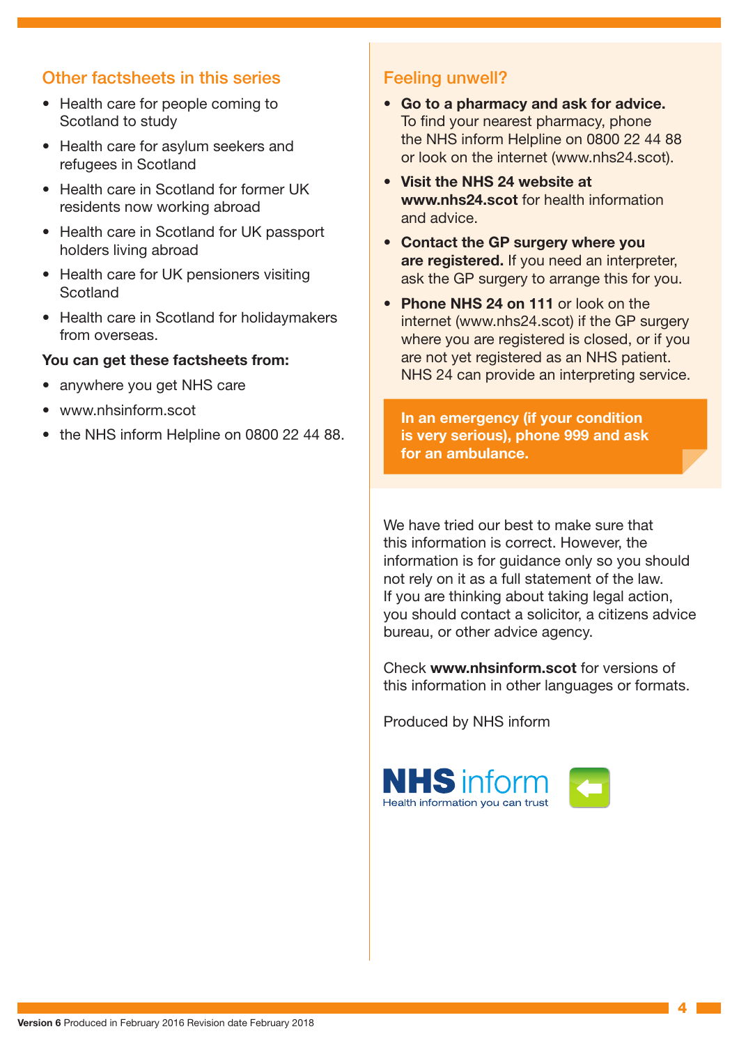## Other factsheets in this series

- Health care for people coming to Scotland to study
- Health care for asylum seekers and refugees in Scotland
- Health care in Scotland for former UK residents now working abroad
- Health care in Scotland for UK passport holders living abroad
- Health care for UK pensioners visiting Scotland
- Health care in Scotland for holidaymakers from overseas.

**You can get these factsheets from:**

- anywhere you get NHS care
- www.nhsinform.scot
- the NHS inform Helpline on 0800 22 44 88.

## Feeling unwell?

- **Go to a pharmacy and ask for advice.** To find your nearest pharmacy, phone the NHS inform Helpline on 0800 22 44 88 or look on the internet (www.nhs24.scot).
- **Visit the NHS 24 website at www.nhs24.scot** for health information and advice.
- **Contact the GP surgery where you are registered.** If you need an interpreter, ask the GP surgery to arrange this for you.
- **Phone NHS 24 on 111** or look on the internet (www.nhs24.scot) if the GP surgery where you are registered is closed, or if you are not yet registered as an NHS patient. NHS 24 can provide an interpreting service.

**In an emergency (if your condition is very serious), phone 999 and ask for an ambulance.**

We have tried our best to make sure that this information is correct. However, the information is for guidance only so you should not rely on it as a full statement of the law. If you are thinking about taking legal action, you should contact a solicitor, a citizens advice bureau, or other advice agency.

Check **www.nhsinform.scot** for versions of this information in other languages or formats.

Produced by NHS inform

NHS inform
Health information you can trust

**Version 6** Produced in February 2016 Revision date February 2018